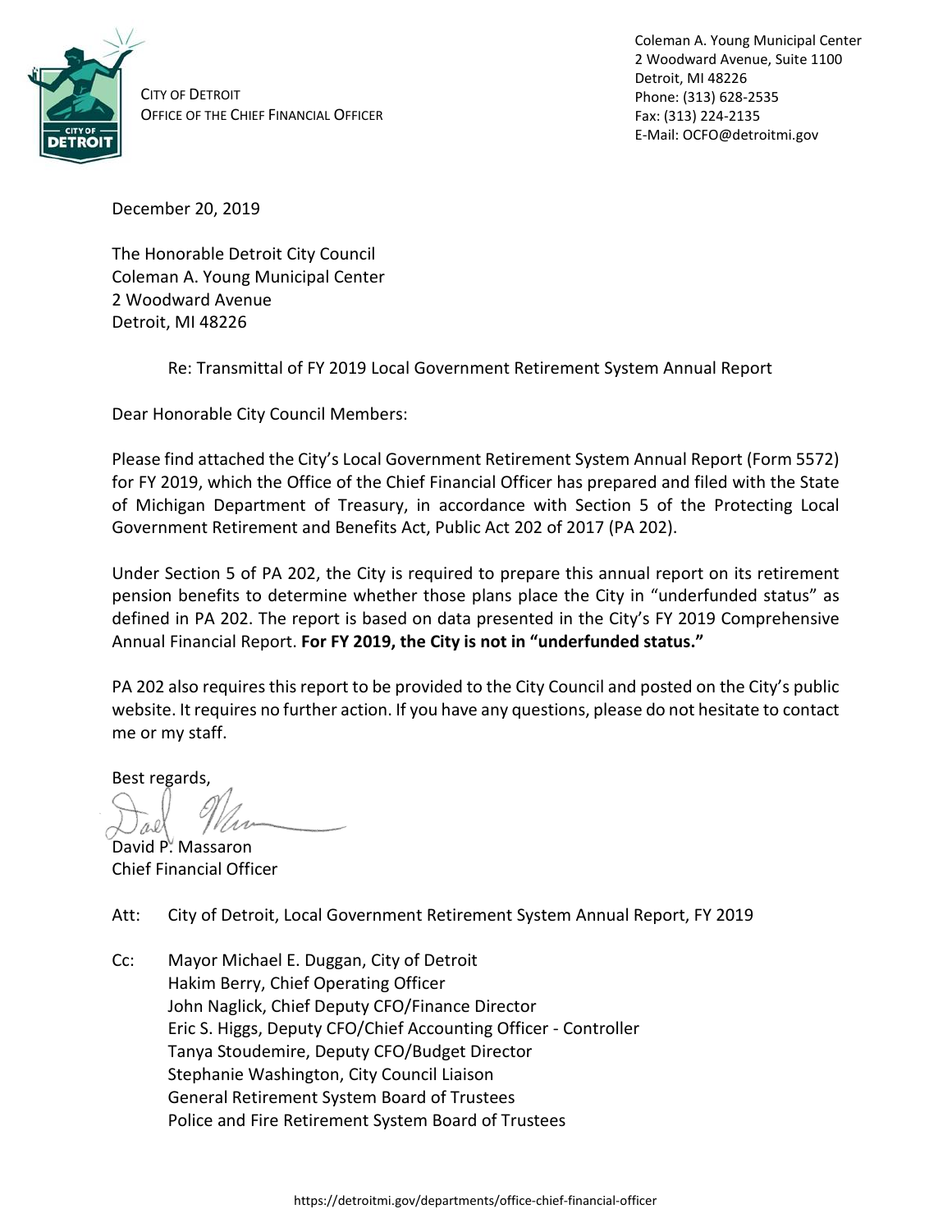CITY OF DETROIT
OFFICE OF THE CHIEF FINANCIAL OFFICER

Coleman A. Young Municipal Center
2 Woodward Avenue, Suite 1100
Detroit, MI 48226
Phone: (313) 628-2535
Fax: (313) 224-2135
E-Mail: OCFO@detroitmi.gov

December 20, 2019

The Honorable Detroit City Council
Coleman A. Young Municipal Center
2 Woodward Avenue
Detroit, MI 48226

Re: Transmittal of FY 2019 Local Government Retirement System Annual Report

Dear Honorable City Council Members:

Please find attached the City's Local Government Retirement System Annual Report (Form 5572) for FY 2019, which the Office of the Chief Financial Officer has prepared and filed with the State of Michigan Department of Treasury, in accordance with Section 5 of the Protecting Local Government Retirement and Benefits Act, Public Act 202 of 2017 (PA 202).

Under Section 5 of PA 202, the City is required to prepare this annual report on its retirement pension benefits to determine whether those plans place the City in "underfunded status" as defined in PA 202. The report is based on data presented in the City's FY 2019 Comprehensive Annual Financial Report. **For FY 2019, the City is not in "underfunded status."**

PA 202 also requires this report to be provided to the City Council and posted on the City's public website. It requires no further action. If you have any questions, please do not hesitate to contact me or my staff.

Best regards,

David P. Massaron
Chief Financial Officer

Att: City of Detroit, Local Government Retirement System Annual Report, FY 2019

Cc: Mayor Michael E. Duggan, City of Detroit
Hakim Berry, Chief Operating Officer
John Naglick, Chief Deputy CFO/Finance Director
Eric S. Higgs, Deputy CFO/Chief Accounting Officer - Controller
Tanya Stoudemire, Deputy CFO/Budget Director
Stephanie Washington, City Council Liaison
General Retirement System Board of Trustees
Police and Fire Retirement System Board of Trustees

https://detroitmi.gov/departments/office-chief-financial-officer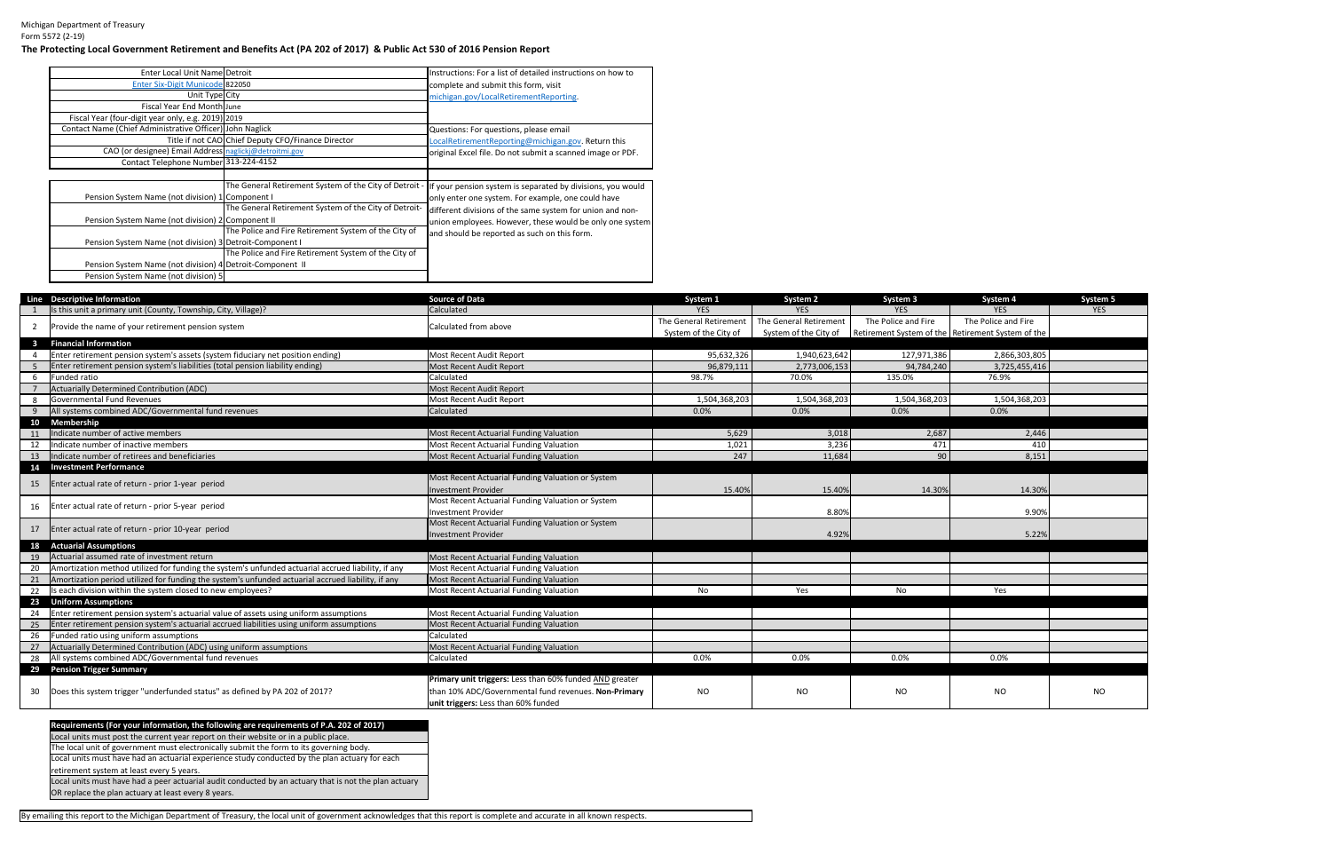Michigan Department of Treasury
Form 5572 (2-19)

# The Protecting Local Government Retirement and Benefits Act (PA 202 of 2017) & Public Act 530 of 2016 Pension Report

| | | |
|---|---|---|
| Enter Local Unit Name | Detroit | Instructions: For a list of detailed instructions on how to complete and submit this form, visit michigan.gov/LocalRetirementReporting. |
| Enter Six-Digit Municode | 822050 | |
| Unit Type | City | |
| Fiscal Year End Month | June | |
| Fiscal Year (four-digit year only, e.g. 2019) | 2019 | |
| Contact Name (Chief Administrative Officer) | John Naglick | Questions: For questions, please email LocalRetirementReporting@michigan.gov. Return this original Excel file. Do not submit a scanned image or PDF. |
| Title if not CAO | Chief Deputy CFO/Finance Director | |
| CAO (or designee) Email Address | naglickj@detroitmi.gov | |
| Contact Telephone Number | 313-224-4152 | |

| | | |
|---|---|---|
| Pension System Name (not division) 1 | The General Retirement System of the City of Detroit - Component I | If your pension system is separated by divisions, you would only enter one system. For example, one could have different divisions of the same system for union and non-union employees. However, these would be only one system and should be reported as such on this form. |
| Pension System Name (not division) 2 | The General Retirement System of the City of Detroit- Component II | |
| Pension System Name (not division) 3 | The Police and Fire Retirement System of the City of Detroit-Component I | |
| Pension System Name (not division) 4 | The Police and Fire Retirement System of the City of Detroit-Component II | |
| Pension System Name (not division) 5 | | |

| Line | Descriptive Information | Source of Data | System 1 | System 2 | System 3 | System 4 | System 5 |
|---|---|---|---|---|---|---|---|
| 1 | Is this unit a primary unit (County, Township, City, Village)? | Calculated | YES | YES | YES | YES | YES |
| 2 | Provide the name of your retirement pension system | Calculated from above | The General Retirement System of the City of | The General Retirement System of the City of | The Police and Fire Retirement System of the | The Police and Fire Retirement System of the | |
| 3 | **Financial Information** | | | | | | |
| 4 | Enter retirement pension system's assets (system fiduciary net position ending) | Most Recent Audit Report | 95,632,326 | 1,940,623,642 | 127,971,386 | 2,866,303,805 | |
| 5 | Enter retirement pension system's liabilities (total pension liability ending) | Most Recent Audit Report | 96,879,111 | 2,773,006,153 | 94,784,240 | 3,725,455,416 | |
| 6 | Funded ratio | Calculated | 98.7% | 70.0% | 135.0% | 76.9% | |
| 7 | Actuarially Determined Contribution (ADC) | Most Recent Audit Report | | | | | |
| 8 | Governmental Fund Revenues | Most Recent Audit Report | 1,504,368,203 | 1,504,368,203 | 1,504,368,203 | 1,504,368,203 | |
| 9 | All systems combined ADC/Governmental fund revenues | Calculated | 0.0% | 0.0% | 0.0% | 0.0% | |
| 10 | **Membership** | | | | | | |
| 11 | Indicate number of active members | Most Recent Actuarial Funding Valuation | 5,629 | 3,018 | 2,687 | 2,446 | |
| 12 | Indicate number of inactive members | Most Recent Actuarial Funding Valuation | 1,021 | 3,236 | 471 | 410 | |
| 13 | Indicate number of retirees and beneficiaries | Most Recent Actuarial Funding Valuation | 247 | 11,684 | 90 | 8,151 | |
| 14 | **Investment Performance** | | | | | | |
| 15 | Enter actual rate of return - prior 1-year period | Most Recent Actuarial Funding Valuation or System Investment Provider | 15.40% | 15.40% | 14.30% | 14.30% | |
| 16 | Enter actual rate of return - prior 5-year period | Most Recent Actuarial Funding Valuation or System Investment Provider | | 8.80% | | 9.90% | |
| 17 | Enter actual rate of return - prior 10-year period | Most Recent Actuarial Funding Valuation or System Investment Provider | | 4.92% | | 5.22% | |
| 18 | **Actuarial Assumptions** | | | | | | |
| 19 | Actuarial assumed rate of investment return | Most Recent Actuarial Funding Valuation | | | | | |
| 20 | Amortization method utilized for funding the system's unfunded actuarial accrued liability, if any | Most Recent Actuarial Funding Valuation | | | | | |
| 21 | Amortization period utilized for funding the system's unfunded actuarial accrued liability, if any | Most Recent Actuarial Funding Valuation | | | | | |
| 22 | Is each division within the system closed to new employees? | Most Recent Actuarial Funding Valuation | No | Yes | No | Yes | |
| 23 | **Uniform Assumptions** | | | | | | |
| 24 | Enter retirement pension system's actuarial value of assets using uniform assumptions | Most Recent Actuarial Funding Valuation | | | | | |
| 25 | Enter retirement pension system's actuarial accrued liabilities using uniform assumptions | Most Recent Actuarial Funding Valuation | | | | | |
| 26 | Funded ratio using uniform assumptions | Calculated | | | | | |
| 27 | Actuarially Determined Contribution (ADC) using uniform assumptions | Most Recent Actuarial Funding Valuation | | | | | |
| 28 | All systems combined ADC/Governmental fund revenues | Calculated | 0.0% | 0.0% | 0.0% | 0.0% | |
| 29 | **Pension Trigger Summary** | | | | | | |
| 30 | Does this system trigger "underfunded status" as defined by PA 202 of 2017? | **Primary unit triggers:** Less than 60% funded AND greater than 10% ADC/Governmental fund revenues. **Non-Primary unit triggers:** Less than 60% funded | NO | NO | NO | NO | NO |

| **Requirements (For your information, the following are requirements of P.A. 202 of 2017)** |
|---|
| Local units must post the current year report on their website or in a public place. |
| The local unit of government must electronically submit the form to its governing body. |
| Local units must have had an actuarial experience study conducted by the plan actuary for each retirement system at least every 5 years. |
| Local units must have had a peer actuarial audit conducted by an actuary that is not the plan actuary OR replace the plan actuary at least every 8 years. |

By emailing this report to the Michigan Department of Treasury, the local unit of government acknowledges that this report is complete and accurate in all known respects.